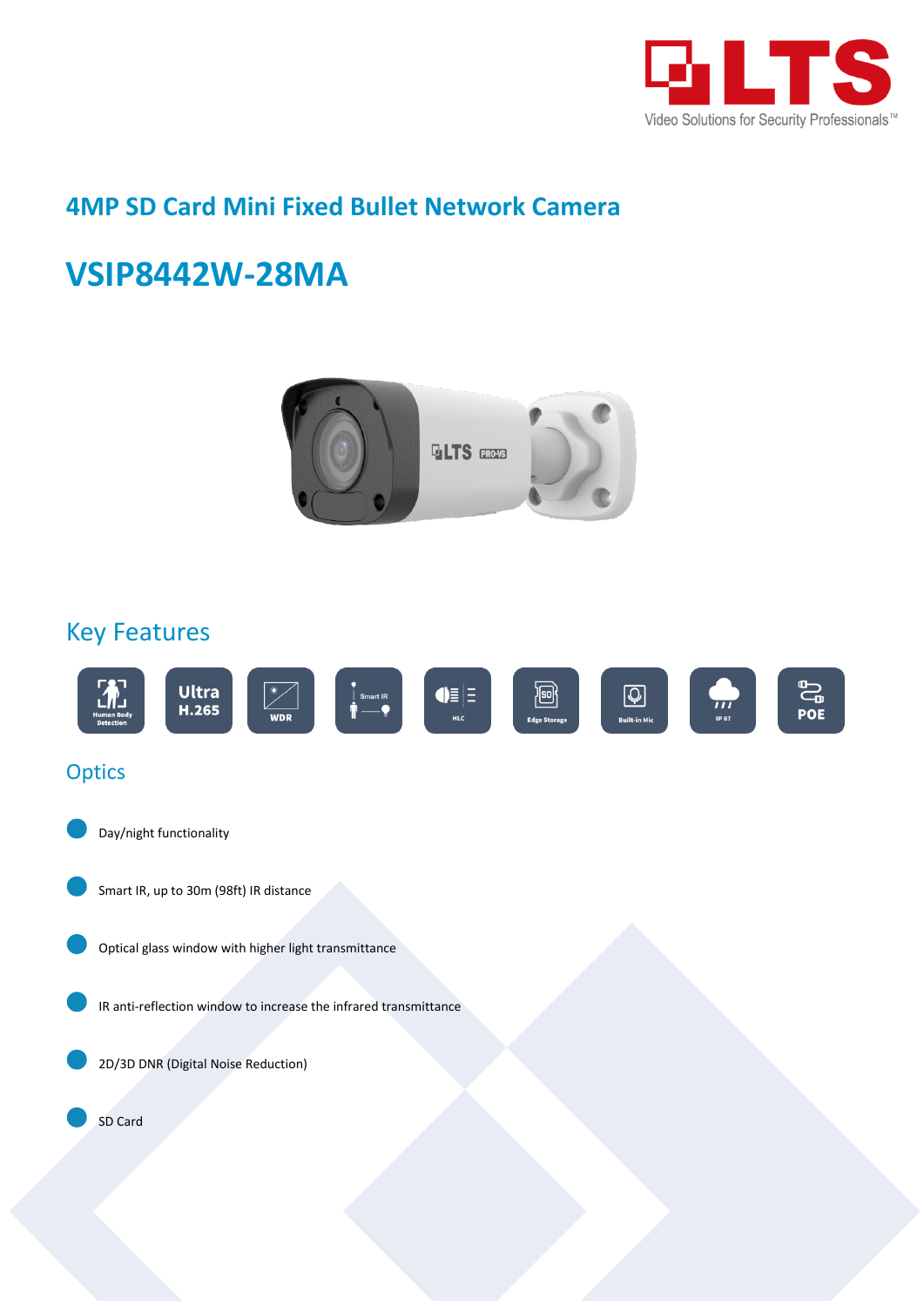## 4MP SD Card Mini Fixed Bullet Network Camera

# VSIP8442W-28MA

## Key Features

Human Body Detection | Ultra H.265 | WDR | Smart IR | HLC | Edge Storage | Built-in Mic | IP 67 | POE

## Optics

- Day/night functionality
- Smart IR, up to 30m (98ft) IR distance
- Optical glass window with higher light transmittance
- IR anti-reflection window to increase the infrared transmittance
- 2D/3D DNR (Digital Noise Reduction)
- SD Card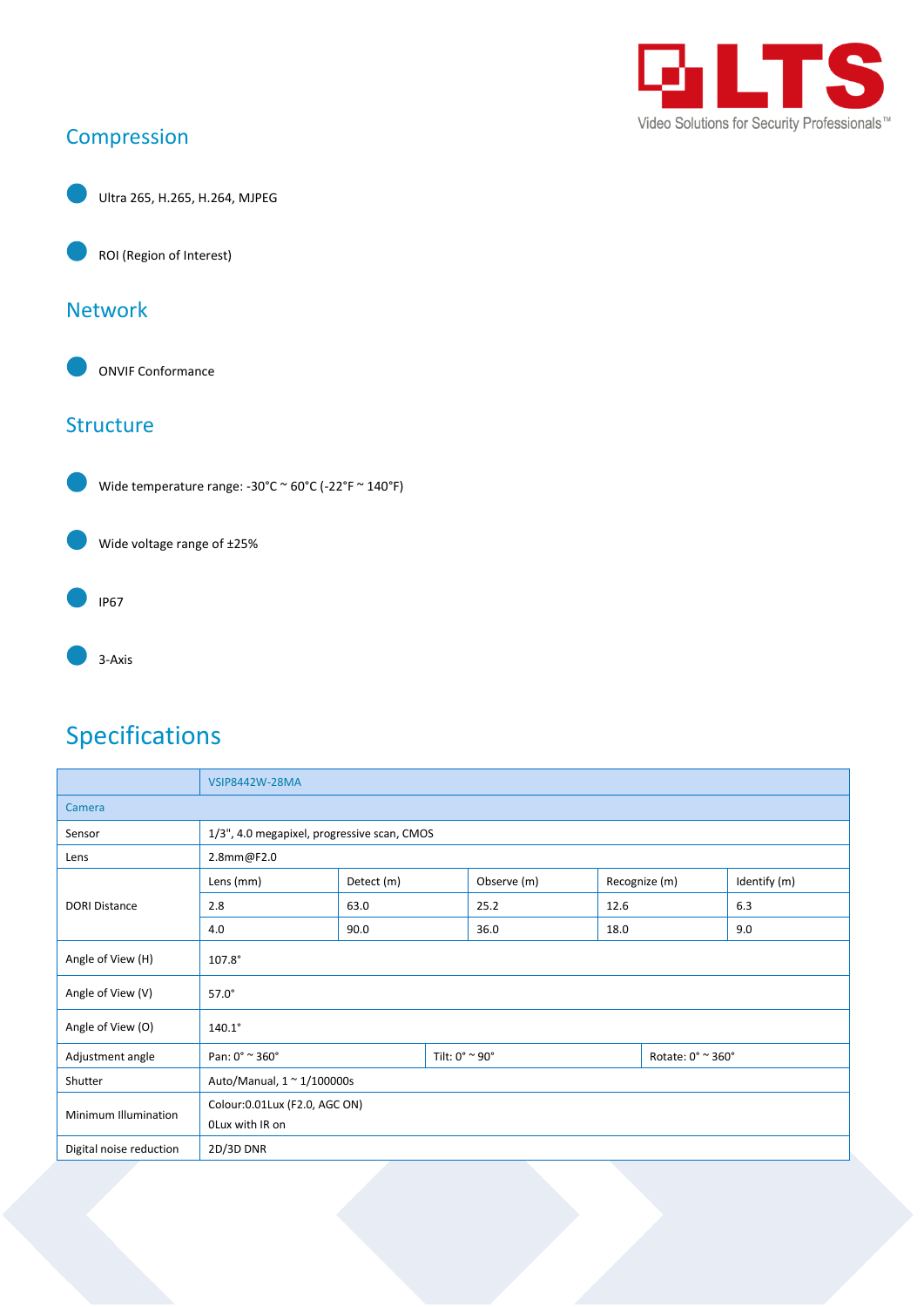## Compression

- Ultra 265, H.265, H.264, MJPEG
- ROI (Region of Interest)

## Network

- ONVIF Conformance

## Structure

- Wide temperature range: -30°C ~ 60°C (-22°F ~ 140°F)
- Wide voltage range of ±25%
- IP67
- 3-Axis

# Specifications

| | VSIP8442W-28MA | | | | |
|---|---|---|---|---|---|
| **Camera** | | | | | |
| Sensor | 1/3", 4.0 megapixel, progressive scan, CMOS | | | | |
| Lens | 2.8mm@F2.0 | | | | |
| DORI Distance | Lens (mm) | Detect (m) | Observe (m) | Recognize (m) | Identify (m) |
| | 2.8 | 63.0 | 25.2 | 12.6 | 6.3 |
| | 4.0 | 90.0 | 36.0 | 18.0 | 9.0 |
| Angle of View (H) | 107.8° | | | | |
| Angle of View (V) | 57.0° | | | | |
| Angle of View (O) | 140.1° | | | | |
| Adjustment angle | Pan: 0° ~ 360° | Tilt: 0° ~ 90° | Rotate: 0° ~ 360° | | |
| Shutter | Auto/Manual, 1 ~ 1/100000s | | | | |
| Minimum Illumination | Colour:0.01Lux (F2.0, AGC ON)<br>0Lux with IR on | | | | |
| Digital noise reduction | 2D/3D DNR | | | | |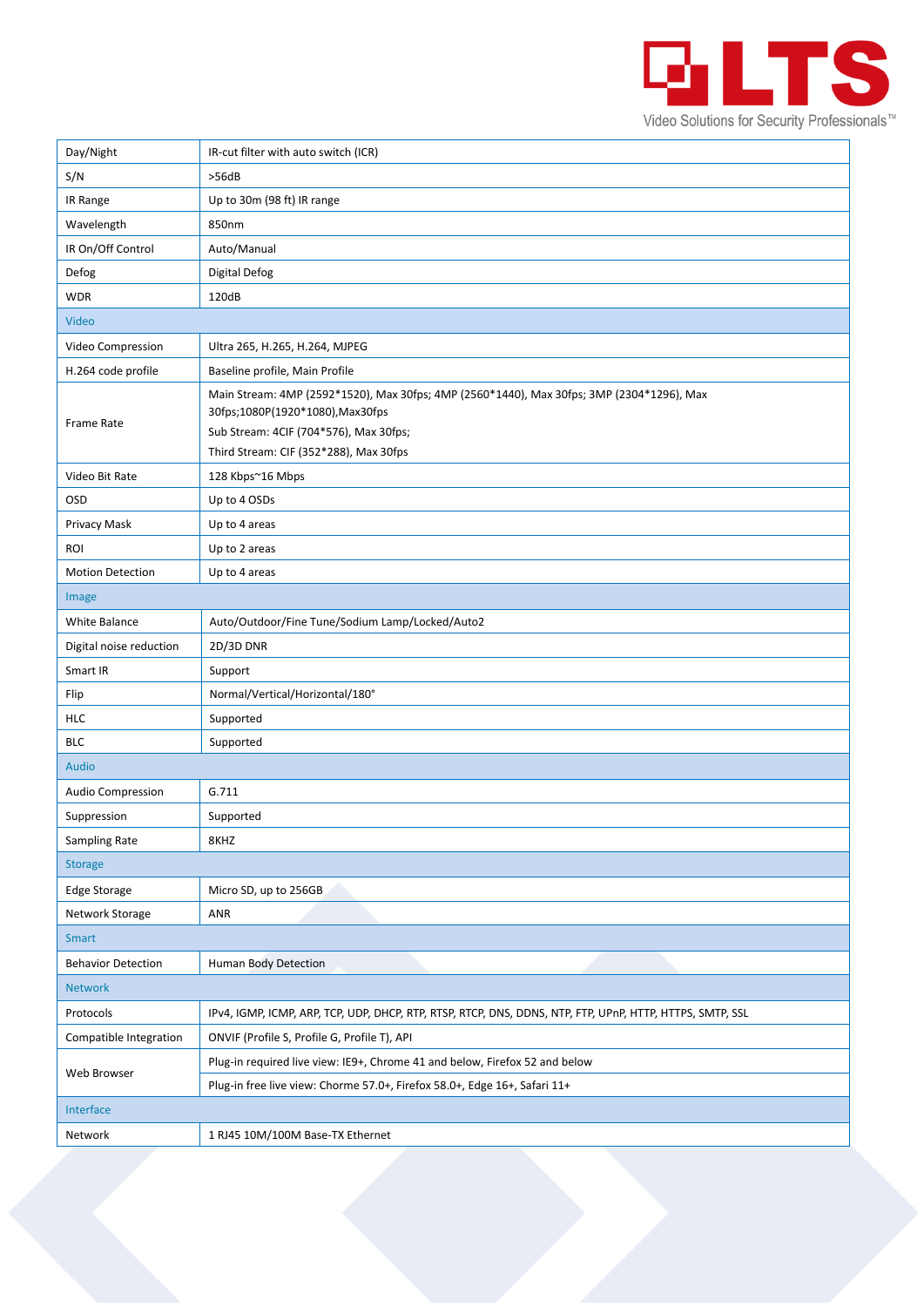| | |
|---|---|
| Day/Night | IR-cut filter with auto switch (ICR) |
| S/N | >56dB |
| IR Range | Up to 30m (98 ft) IR range |
| Wavelength | 850nm |
| IR On/Off Control | Auto/Manual |
| Defog | Digital Defog |
| WDR | 120dB |
| **Video** | |
| Video Compression | Ultra 265, H.265, H.264, MJPEG |
| H.264 code profile | Baseline profile, Main Profile |
| Frame Rate | Main Stream: 4MP (2592*1520), Max 30fps; 4MP (2560*1440), Max 30fps; 3MP (2304*1296), Max 30fps;1080P(1920*1080),Max30fps<br>Sub Stream: 4CIF (704*576), Max 30fps;<br>Third Stream: CIF (352*288), Max 30fps |
| Video Bit Rate | 128 Kbps~16 Mbps |
| OSD | Up to 4 OSDs |
| Privacy Mask | Up to 4 areas |
| ROI | Up to 2 areas |
| Motion Detection | Up to 4 areas |
| **Image** | |
| White Balance | Auto/Outdoor/Fine Tune/Sodium Lamp/Locked/Auto2 |
| Digital noise reduction | 2D/3D DNR |
| Smart IR | Support |
| Flip | Normal/Vertical/Horizontal/180° |
| HLC | Supported |
| BLC | Supported |
| **Audio** | |
| Audio Compression | G.711 |
| Suppression | Supported |
| Sampling Rate | 8KHZ |
| **Storage** | |
| Edge Storage | Micro SD, up to 256GB |
| Network Storage | ANR |
| **Smart** | |
| Behavior Detection | Human Body Detection |
| **Network** | |
| Protocols | IPv4, IGMP, ICMP, ARP, TCP, UDP, DHCP, RTP, RTSP, RTCP, DNS, DDNS, NTP, FTP, UPnP, HTTP, HTTPS, SMTP, SSL |
| Compatible Integration | ONVIF (Profile S, Profile G, Profile T), API |
| Web Browser | Plug-in required live view: IE9+, Chrome 41 and below, Firefox 52 and below<br>Plug-in free live view: Chorme 57.0+, Firefox 58.0+, Edge 16+, Safari 11+ |
| **Interface** | |
| Network | 1 RJ45 10M/100M Base-TX Ethernet |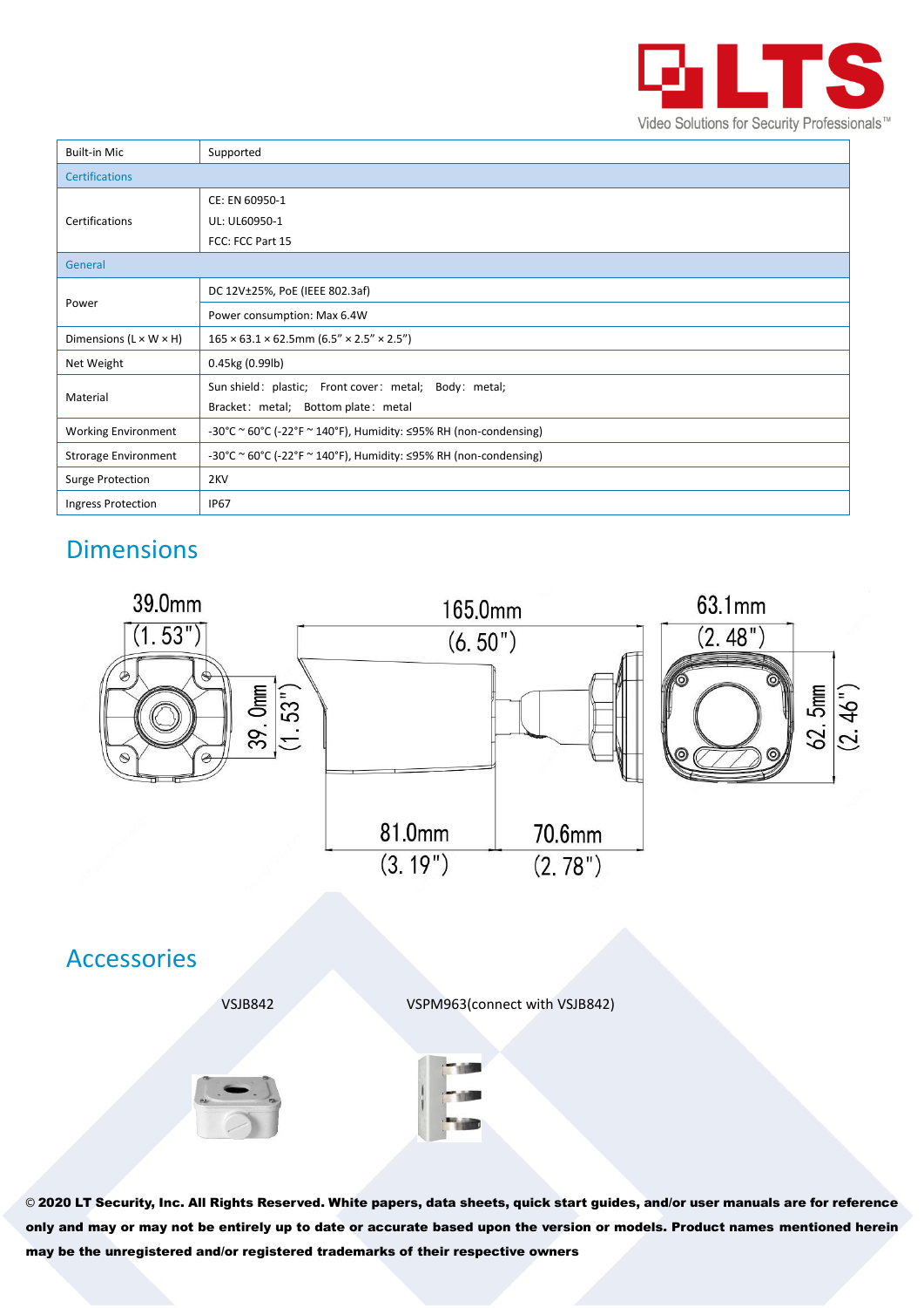| | |
|---|---|
| Built-in Mic | Supported |
| Certifications | |
| Certifications | CE: EN 60950-1<br>UL: UL60950-1<br>FCC: FCC Part 15 |
| General | |
| Power | DC 12V±25%, PoE (IEEE 802.3af) |
| | Power consumption: Max 6.4W |
| Dimensions (L × W × H) | 165 × 63.1 × 62.5mm (6.5" × 2.5" × 2.5") |
| Net Weight | 0.45kg (0.99lb) |
| Material | Sun shield: plastic; Front cover: metal; Body: metal;<br>Bracket: metal; Bottom plate: metal |
| Working Environment | -30°C ~ 60°C (-22°F ~ 140°F), Humidity: ≤95% RH (non-condensing) |
| Strorage Environment | -30°C ~ 60°C (-22°F ~ 140°F), Humidity: ≤95% RH (non-condensing) |
| Surge Protection | 2KV |
| Ingress Protection | IP67 |

## Dimensions

39.0mm
(1.53")
39.0mm
(1.53")
165.0mm
(6.50")
81.0mm
(3.19")
70.6mm
(2.78")
63.1mm
(2.48")
62.5mm
(2.46")

## Accessories

VSJB842

VSPM963(connect with VSJB842)

**© 2020 LT Security, Inc. All Rights Reserved. White papers, data sheets, quick start guides, and/or user manuals are for reference only and may or may not be entirely up to date or accurate based upon the version or models. Product names mentioned herein may be the unregistered and/or registered trademarks of their respective owners**